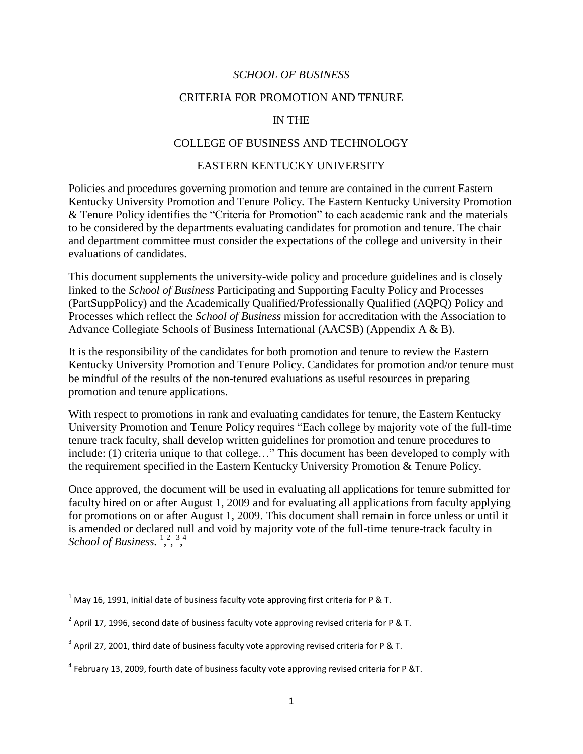# *SCHOOL OF BUSINESS*

## CRITERIA FOR PROMOTION AND TENURE

## IN THE

## COLLEGE OF BUSINESS AND TECHNOLOGY

## EASTERN KENTUCKY UNIVERSITY

Policies and procedures governing promotion and tenure are contained in the current Eastern Kentucky University Promotion and Tenure Policy. The Eastern Kentucky University Promotion & Tenure Policy identifies the "Criteria for Promotion" to each academic rank and the materials to be considered by the departments evaluating candidates for promotion and tenure. The chair and department committee must consider the expectations of the college and university in their evaluations of candidates.

This document supplements the university-wide policy and procedure guidelines and is closely linked to the *School of Business* Participating and Supporting Faculty Policy and Processes (PartSuppPolicy) and the Academically Qualified/Professionally Qualified (AQPQ) Policy and Processes which reflect the *School of Business* mission for accreditation with the Association to Advance Collegiate Schools of Business International (AACSB) (Appendix A & B).

It is the responsibility of the candidates for both promotion and tenure to review the Eastern Kentucky University Promotion and Tenure Policy. Candidates for promotion and/or tenure must be mindful of the results of the non-tenured evaluations as useful resources in preparing promotion and tenure applications.

With respect to promotions in rank and evaluating candidates for tenure, the Eastern Kentucky University Promotion and Tenure Policy requires "Each college by majority vote of the full-time tenure track faculty, shall develop written guidelines for promotion and tenure procedures to include: (1) criteria unique to that college…" This document has been developed to comply with the requirement specified in the Eastern Kentucky University Promotion & Tenure Policy.

Once approved, the document will be used in evaluating all applications for tenure submitted for faculty hired on or after August 1, 2009 and for evaluating all applications from faculty applying for promotions on or after August 1, 2009. This document shall remain in force unless or until it is amended or declared null and void by majority vote of the full-time tenure-track faculty in *School of Business.* [1], [2], [3], [4]

---

[1] May 16, 1991, initial date of business faculty vote approving first criteria for P & T.

[2] April 17, 1996, second date of business faculty vote approving revised criteria for P & T.

[3] April 27, 2001, third date of business faculty vote approving revised criteria for P & T.

[4] February 13, 2009, fourth date of business faculty vote approving revised criteria for P &T.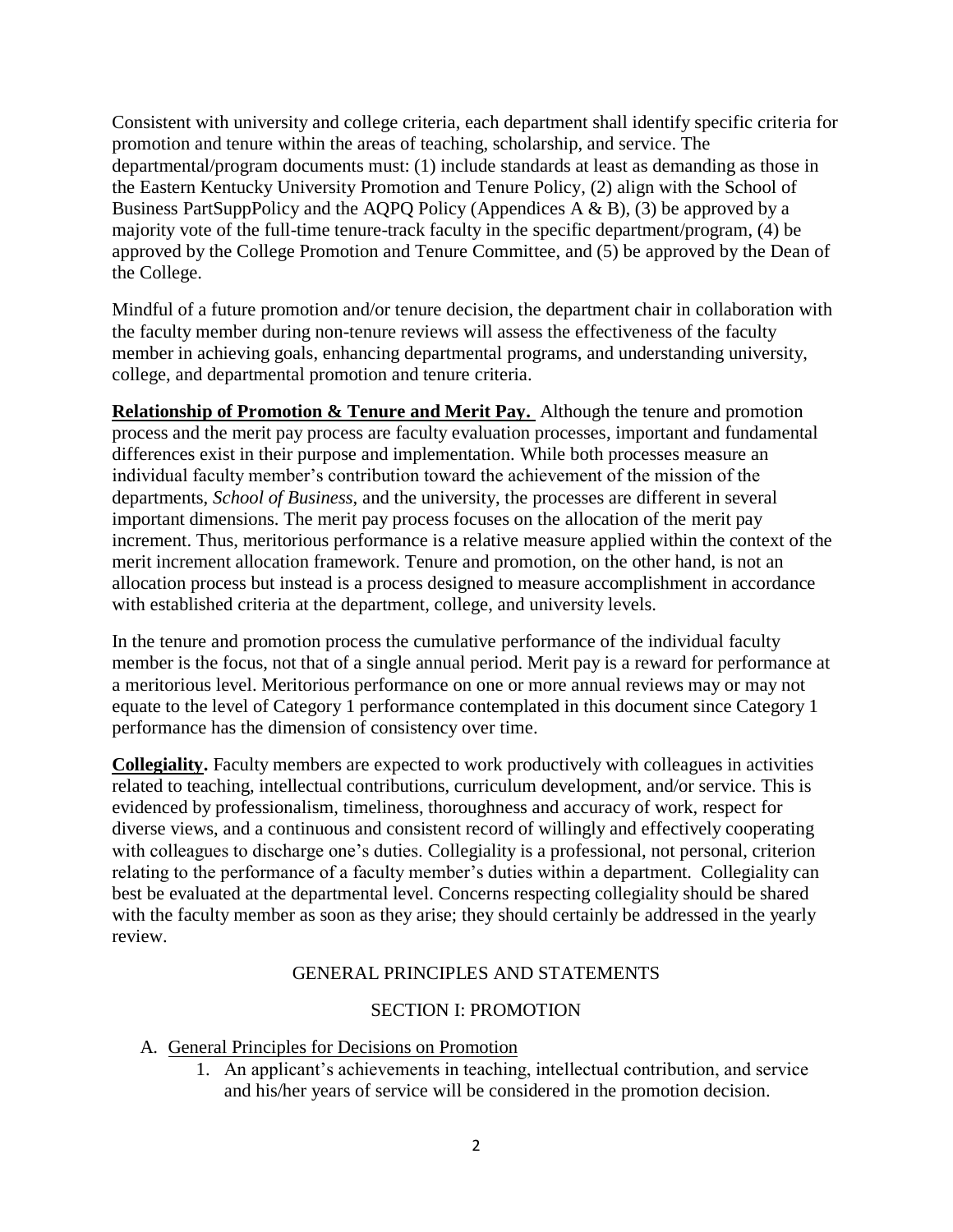Consistent with university and college criteria, each department shall identify specific criteria for promotion and tenure within the areas of teaching, scholarship, and service. The departmental/program documents must: (1) include standards at least as demanding as those in the Eastern Kentucky University Promotion and Tenure Policy, (2) align with the School of Business PartSuppPolicy and the AQPQ Policy (Appendices A & B), (3) be approved by a majority vote of the full-time tenure-track faculty in the specific department/program, (4) be approved by the College Promotion and Tenure Committee, and (5) be approved by the Dean of the College.

Mindful of a future promotion and/or tenure decision, the department chair in collaboration with the faculty member during non-tenure reviews will assess the effectiveness of the faculty member in achieving goals, enhancing departmental programs, and understanding university, college, and departmental promotion and tenure criteria.

**Relationship of Promotion & Tenure and Merit Pay.** Although the tenure and promotion process and the merit pay process are faculty evaluation processes, important and fundamental differences exist in their purpose and implementation. While both processes measure an individual faculty member's contribution toward the achievement of the mission of the departments, *School of Business*, and the university, the processes are different in several important dimensions. The merit pay process focuses on the allocation of the merit pay increment. Thus, meritorious performance is a relative measure applied within the context of the merit increment allocation framework. Tenure and promotion, on the other hand, is not an allocation process but instead is a process designed to measure accomplishment in accordance with established criteria at the department, college, and university levels.

In the tenure and promotion process the cumulative performance of the individual faculty member is the focus, not that of a single annual period. Merit pay is a reward for performance at a meritorious level. Meritorious performance on one or more annual reviews may or may not equate to the level of Category 1 performance contemplated in this document since Category 1 performance has the dimension of consistency over time.

**Collegiality.** Faculty members are expected to work productively with colleagues in activities related to teaching, intellectual contributions, curriculum development, and/or service. This is evidenced by professionalism, timeliness, thoroughness and accuracy of work, respect for diverse views, and a continuous and consistent record of willingly and effectively cooperating with colleagues to discharge one's duties. Collegiality is a professional, not personal, criterion relating to the performance of a faculty member's duties within a department. Collegiality can best be evaluated at the departmental level. Concerns respecting collegiality should be shared with the faculty member as soon as they arise; they should certainly be addressed in the yearly review.

## GENERAL PRINCIPLES AND STATEMENTS

## SECTION I: PROMOTION

A. General Principles for Decisions on Promotion

   1. An applicant's achievements in teaching, intellectual contribution, and service and his/her years of service will be considered in the promotion decision.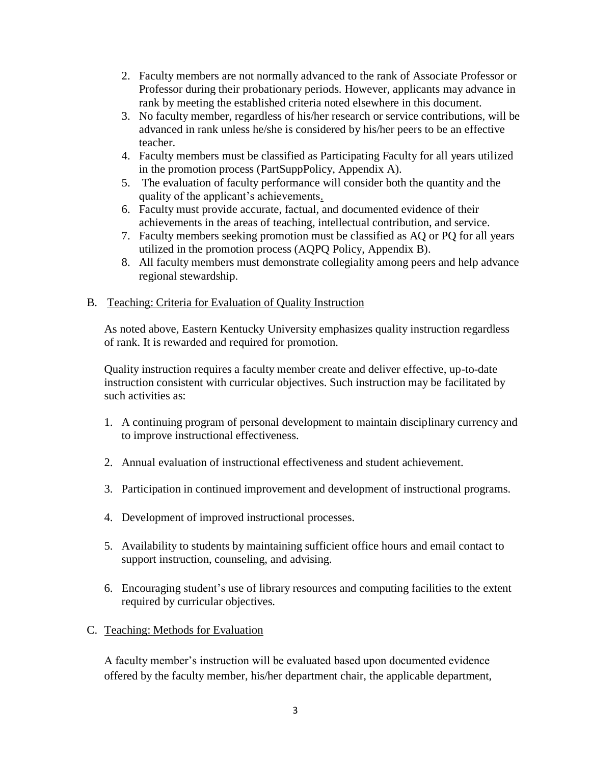2. Faculty members are not normally advanced to the rank of Associate Professor or Professor during their probationary periods. However, applicants may advance in rank by meeting the established criteria noted elsewhere in this document.
3. No faculty member, regardless of his/her research or service contributions, will be advanced in rank unless he/she is considered by his/her peers to be an effective teacher.
4. Faculty members must be classified as Participating Faculty for all years utilized in the promotion process (PartSuppPolicy, Appendix A).
5. The evaluation of faculty performance will consider both the quantity and the quality of the applicant's achievements.
6. Faculty must provide accurate, factual, and documented evidence of their achievements in the areas of teaching, intellectual contribution, and service.
7. Faculty members seeking promotion must be classified as AQ or PQ for all years utilized in the promotion process (AQPQ Policy, Appendix B).
8. All faculty members must demonstrate collegiality among peers and help advance regional stewardship.

B. Teaching: Criteria for Evaluation of Quality Instruction

As noted above, Eastern Kentucky University emphasizes quality instruction regardless of rank. It is rewarded and required for promotion.

Quality instruction requires a faculty member create and deliver effective, up-to-date instruction consistent with curricular objectives. Such instruction may be facilitated by such activities as:

1. A continuing program of personal development to maintain disciplinary currency and to improve instructional effectiveness.
2. Annual evaluation of instructional effectiveness and student achievement.
3. Participation in continued improvement and development of instructional programs.
4. Development of improved instructional processes.
5. Availability to students by maintaining sufficient office hours and email contact to support instruction, counseling, and advising.
6. Encouraging student's use of library resources and computing facilities to the extent required by curricular objectives.

C. Teaching: Methods for Evaluation

A faculty member's instruction will be evaluated based upon documented evidence offered by the faculty member, his/her department chair, the applicable department,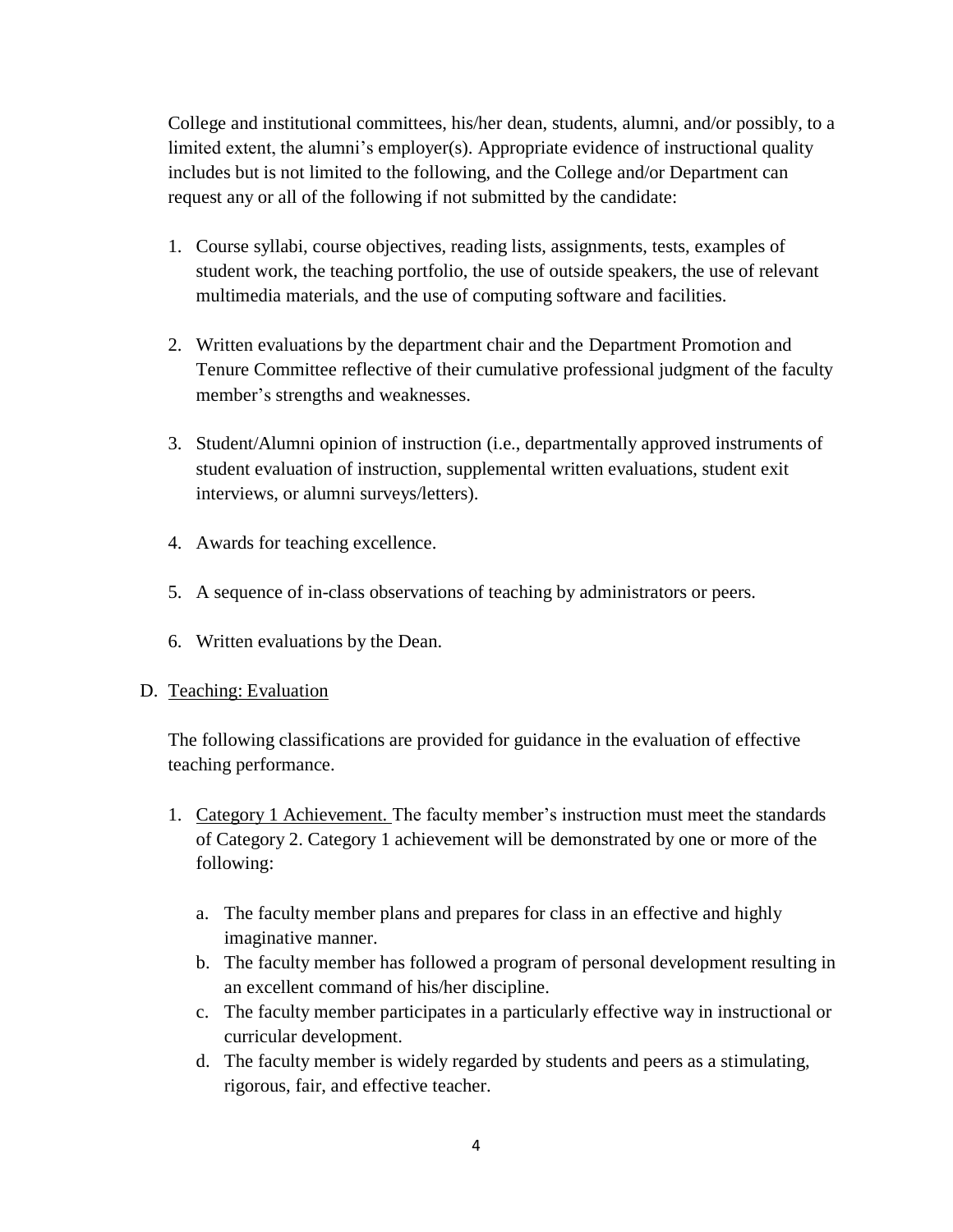College and institutional committees, his/her dean, students, alumni, and/or possibly, to a limited extent, the alumni's employer(s). Appropriate evidence of instructional quality includes but is not limited to the following, and the College and/or Department can request any or all of the following if not submitted by the candidate:

1. Course syllabi, course objectives, reading lists, assignments, tests, examples of student work, the teaching portfolio, the use of outside speakers, the use of relevant multimedia materials, and the use of computing software and facilities.

2. Written evaluations by the department chair and the Department Promotion and Tenure Committee reflective of their cumulative professional judgment of the faculty member's strengths and weaknesses.

3. Student/Alumni opinion of instruction (i.e., departmentally approved instruments of student evaluation of instruction, supplemental written evaluations, student exit interviews, or alumni surveys/letters).

4. Awards for teaching excellence.

5. A sequence of in-class observations of teaching by administrators or peers.

6. Written evaluations by the Dean.

D. <u>Teaching: Evaluation</u>

   The following classifications are provided for guidance in the evaluation of effective teaching performance.

   1. <u>Category 1 Achievement.</u> The faculty member's instruction must meet the standards of Category 2. Category 1 achievement will be demonstrated by one or more of the following:

      a. The faculty member plans and prepares for class in an effective and highly imaginative manner.
      b. The faculty member has followed a program of personal development resulting in an excellent command of his/her discipline.
      c. The faculty member participates in a particularly effective way in instructional or curricular development.
      d. The faculty member is widely regarded by students and peers as a stimulating, rigorous, fair, and effective teacher.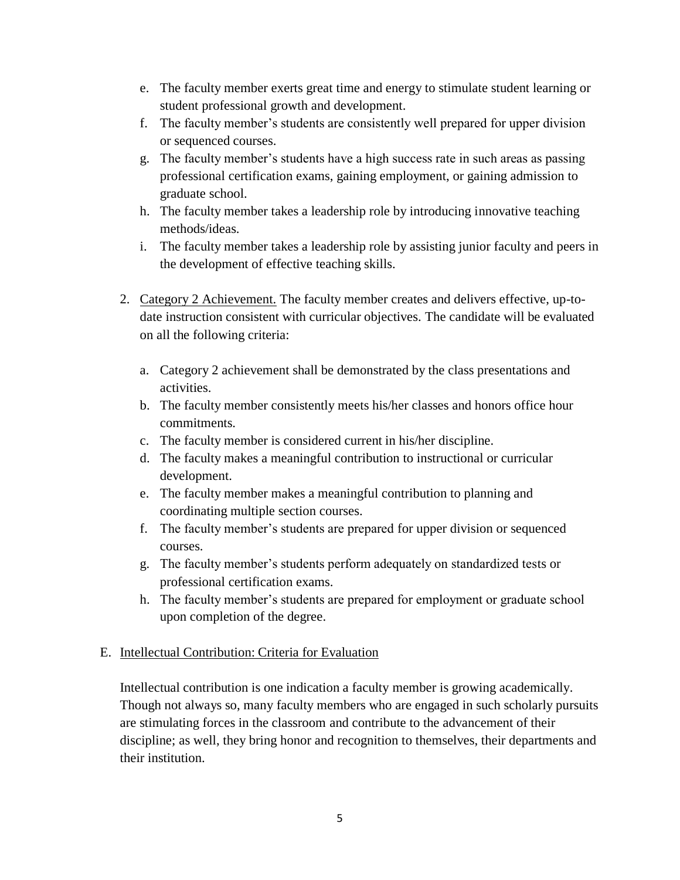e. The faculty member exerts great time and energy to stimulate student learning or student professional growth and development.
   f. The faculty member's students are consistently well prepared for upper division or sequenced courses.
   g. The faculty member's students have a high success rate in such areas as passing professional certification exams, gaining employment, or gaining admission to graduate school.
   h. The faculty member takes a leadership role by introducing innovative teaching methods/ideas.
   i. The faculty member takes a leadership role by assisting junior faculty and peers in the development of effective teaching skills.

2. <u>Category 2 Achievement.</u> The faculty member creates and delivers effective, up-to-date instruction consistent with curricular objectives. The candidate will be evaluated on all the following criteria:

   a. Category 2 achievement shall be demonstrated by the class presentations and activities.
   b. The faculty member consistently meets his/her classes and honors office hour commitments.
   c. The faculty member is considered current in his/her discipline.
   d. The faculty makes a meaningful contribution to instructional or curricular development.
   e. The faculty member makes a meaningful contribution to planning and coordinating multiple section courses.
   f. The faculty member's students are prepared for upper division or sequenced courses.
   g. The faculty member's students perform adequately on standardized tests or professional certification exams.
   h. The faculty member's students are prepared for employment or graduate school upon completion of the degree.

## E. <u>Intellectual Contribution: Criteria for Evaluation</u>

Intellectual contribution is one indication a faculty member is growing academically. Though not always so, many faculty members who are engaged in such scholarly pursuits are stimulating forces in the classroom and contribute to the advancement of their discipline; as well, they bring honor and recognition to themselves, their departments and their institution.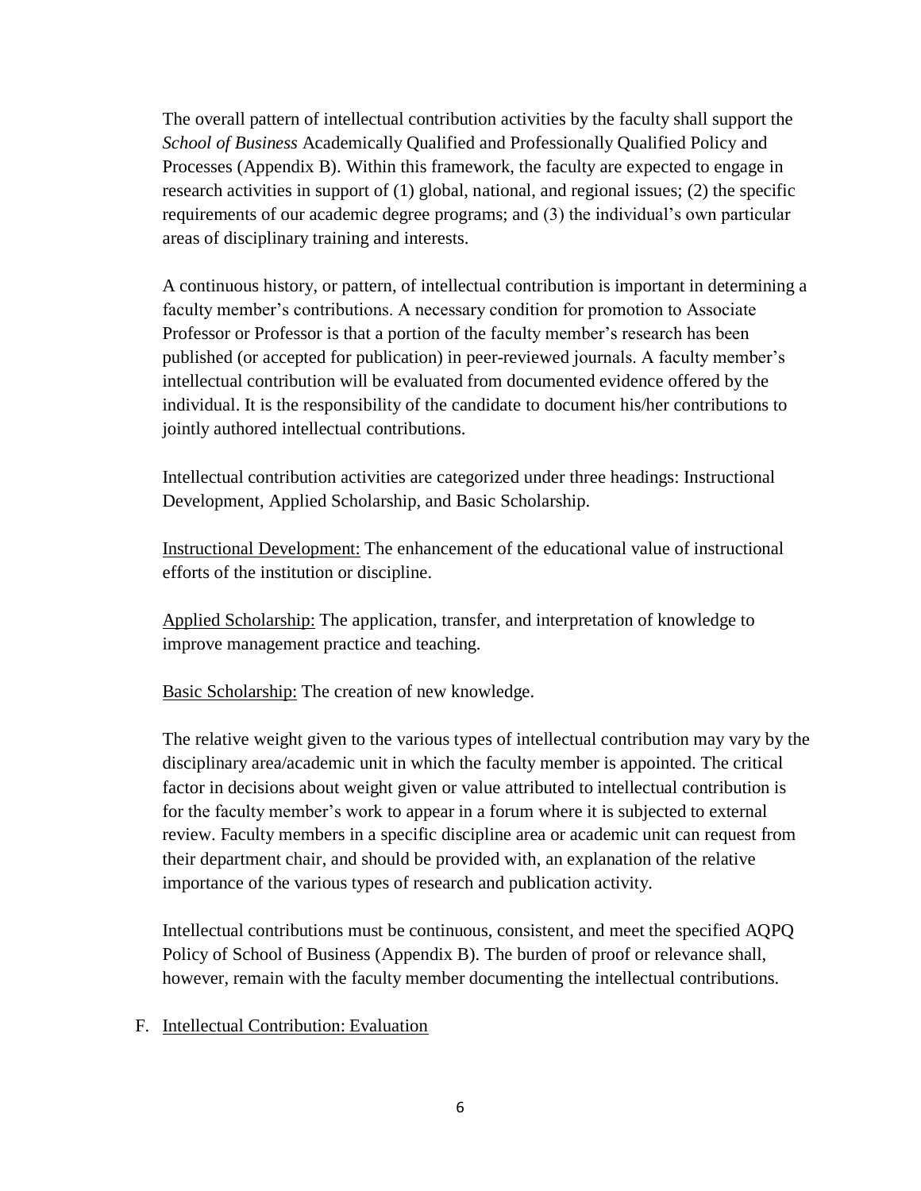The overall pattern of intellectual contribution activities by the faculty shall support the *School of Business* Academically Qualified and Professionally Qualified Policy and Processes (Appendix B). Within this framework, the faculty are expected to engage in research activities in support of (1) global, national, and regional issues; (2) the specific requirements of our academic degree programs; and (3) the individual's own particular areas of disciplinary training and interests.

A continuous history, or pattern, of intellectual contribution is important in determining a faculty member's contributions. A necessary condition for promotion to Associate Professor or Professor is that a portion of the faculty member's research has been published (or accepted for publication) in peer-reviewed journals. A faculty member's intellectual contribution will be evaluated from documented evidence offered by the individual. It is the responsibility of the candidate to document his/her contributions to jointly authored intellectual contributions.

Intellectual contribution activities are categorized under three headings: Instructional Development, Applied Scholarship, and Basic Scholarship.

<u>Instructional Development:</u> The enhancement of the educational value of instructional efforts of the institution or discipline.

<u>Applied Scholarship:</u> The application, transfer, and interpretation of knowledge to improve management practice and teaching.

<u>Basic Scholarship:</u> The creation of new knowledge.

The relative weight given to the various types of intellectual contribution may vary by the disciplinary area/academic unit in which the faculty member is appointed. The critical factor in decisions about weight given or value attributed to intellectual contribution is for the faculty member's work to appear in a forum where it is subjected to external review. Faculty members in a specific discipline area or academic unit can request from their department chair, and should be provided with, an explanation of the relative importance of the various types of research and publication activity.

Intellectual contributions must be continuous, consistent, and meet the specified AQPQ Policy of School of Business (Appendix B). The burden of proof or relevance shall, however, remain with the faculty member documenting the intellectual contributions.

F. <u>Intellectual Contribution: Evaluation</u>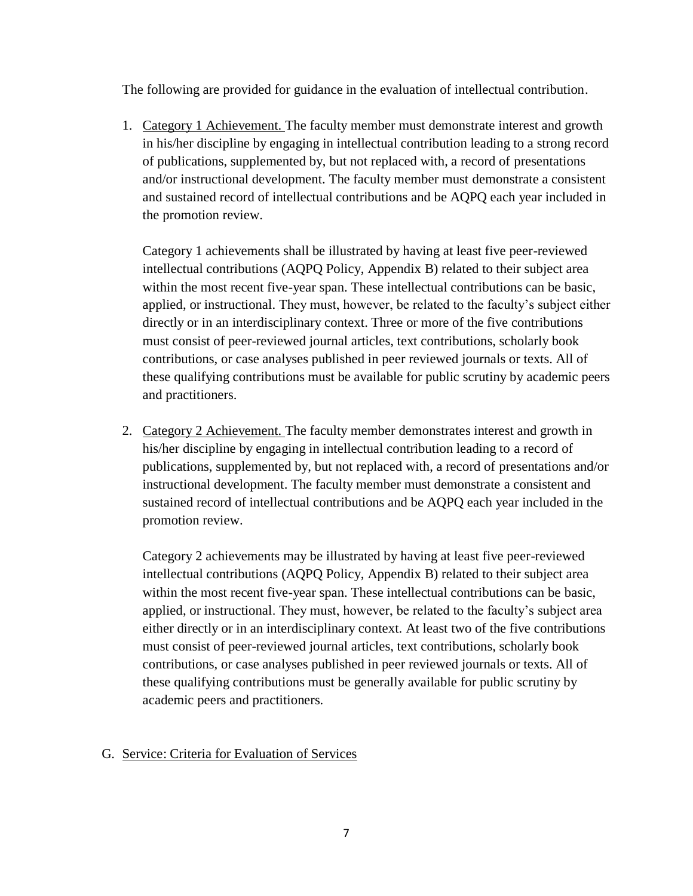The following are provided for guidance in the evaluation of intellectual contribution.

1. Category 1 Achievement. The faculty member must demonstrate interest and growth in his/her discipline by engaging in intellectual contribution leading to a strong record of publications, supplemented by, but not replaced with, a record of presentations and/or instructional development. The faculty member must demonstrate a consistent and sustained record of intellectual contributions and be AQPQ each year included in the promotion review.

   Category 1 achievements shall be illustrated by having at least five peer-reviewed intellectual contributions (AQPQ Policy, Appendix B) related to their subject area within the most recent five-year span. These intellectual contributions can be basic, applied, or instructional. They must, however, be related to the faculty's subject either directly or in an interdisciplinary context. Three or more of the five contributions must consist of peer-reviewed journal articles, text contributions, scholarly book contributions, or case analyses published in peer reviewed journals or texts. All of these qualifying contributions must be available for public scrutiny by academic peers and practitioners.

2. Category 2 Achievement. The faculty member demonstrates interest and growth in his/her discipline by engaging in intellectual contribution leading to a record of publications, supplemented by, but not replaced with, a record of presentations and/or instructional development. The faculty member must demonstrate a consistent and sustained record of intellectual contributions and be AQPQ each year included in the promotion review.

   Category 2 achievements may be illustrated by having at least five peer-reviewed intellectual contributions (AQPQ Policy, Appendix B) related to their subject area within the most recent five-year span. These intellectual contributions can be basic, applied, or instructional. They must, however, be related to the faculty's subject area either directly or in an interdisciplinary context. At least two of the five contributions must consist of peer-reviewed journal articles, text contributions, scholarly book contributions, or case analyses published in peer reviewed journals or texts. All of these qualifying contributions must be generally available for public scrutiny by academic peers and practitioners.

G. Service: Criteria for Evaluation of Services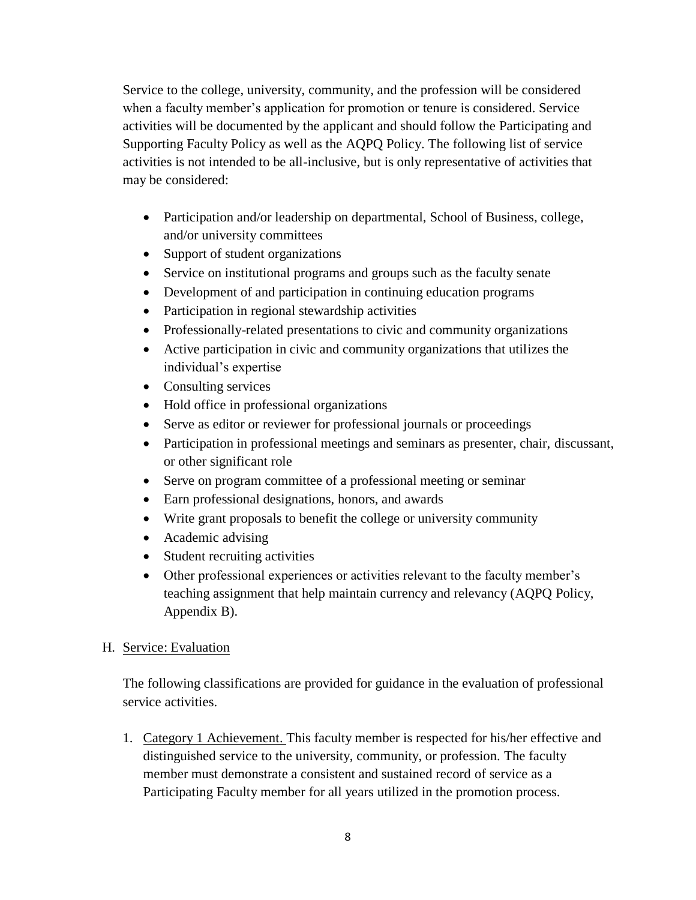Service to the college, university, community, and the profession will be considered when a faculty member's application for promotion or tenure is considered. Service activities will be documented by the applicant and should follow the Participating and Supporting Faculty Policy as well as the AQPQ Policy. The following list of service activities is not intended to be all-inclusive, but is only representative of activities that may be considered:

- Participation and/or leadership on departmental, School of Business, college, and/or university committees
- Support of student organizations
- Service on institutional programs and groups such as the faculty senate
- Development of and participation in continuing education programs
- Participation in regional stewardship activities
- Professionally-related presentations to civic and community organizations
- Active participation in civic and community organizations that utilizes the individual's expertise
- Consulting services
- Hold office in professional organizations
- Serve as editor or reviewer for professional journals or proceedings
- Participation in professional meetings and seminars as presenter, chair, discussant, or other significant role
- Serve on program committee of a professional meeting or seminar
- Earn professional designations, honors, and awards
- Write grant proposals to benefit the college or university community
- Academic advising
- Student recruiting activities
- Other professional experiences or activities relevant to the faculty member's teaching assignment that help maintain currency and relevancy (AQPQ Policy, Appendix B).

H. Service: Evaluation

The following classifications are provided for guidance in the evaluation of professional service activities.

1. Category 1 Achievement. This faculty member is respected for his/her effective and distinguished service to the university, community, or profession. The faculty member must demonstrate a consistent and sustained record of service as a Participating Faculty member for all years utilized in the promotion process.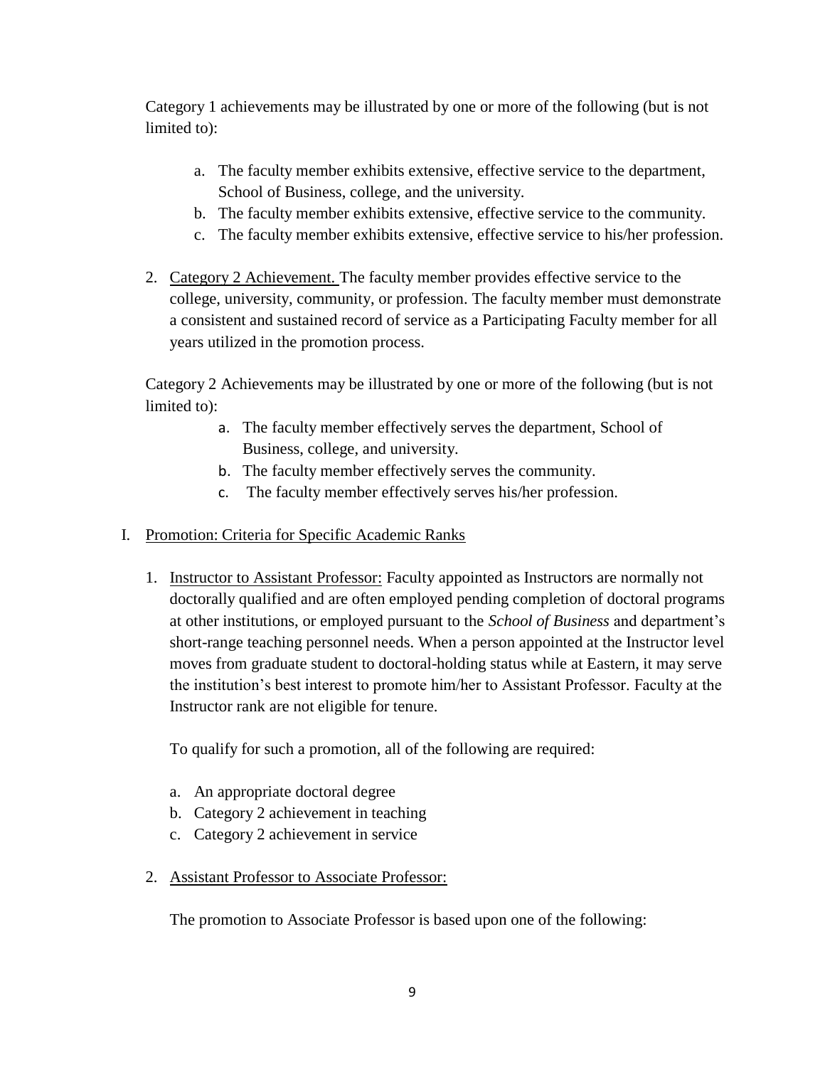Category 1 achievements may be illustrated by one or more of the following (but is not limited to):

a. The faculty member exhibits extensive, effective service to the department, School of Business, college, and the university.
b. The faculty member exhibits extensive, effective service to the community.
c. The faculty member exhibits extensive, effective service to his/her profession.

2. Category 2 Achievement. The faculty member provides effective service to the college, university, community, or profession. The faculty member must demonstrate a consistent and sustained record of service as a Participating Faculty member for all years utilized in the promotion process.

Category 2 Achievements may be illustrated by one or more of the following (but is not limited to):

a. The faculty member effectively serves the department, School of Business, college, and university.
b. The faculty member effectively serves the community.
c. The faculty member effectively serves his/her profession.

I. Promotion: Criteria for Specific Academic Ranks

1. Instructor to Assistant Professor: Faculty appointed as Instructors are normally not doctorally qualified and are often employed pending completion of doctoral programs at other institutions, or employed pursuant to the *School of Business* and department's short-range teaching personnel needs. When a person appointed at the Instructor level moves from graduate student to doctoral-holding status while at Eastern, it may serve the institution's best interest to promote him/her to Assistant Professor. Faculty at the Instructor rank are not eligible for tenure.

   To qualify for such a promotion, all of the following are required:

   a. An appropriate doctoral degree
   b. Category 2 achievement in teaching
   c. Category 2 achievement in service

2. Assistant Professor to Associate Professor:

   The promotion to Associate Professor is based upon one of the following: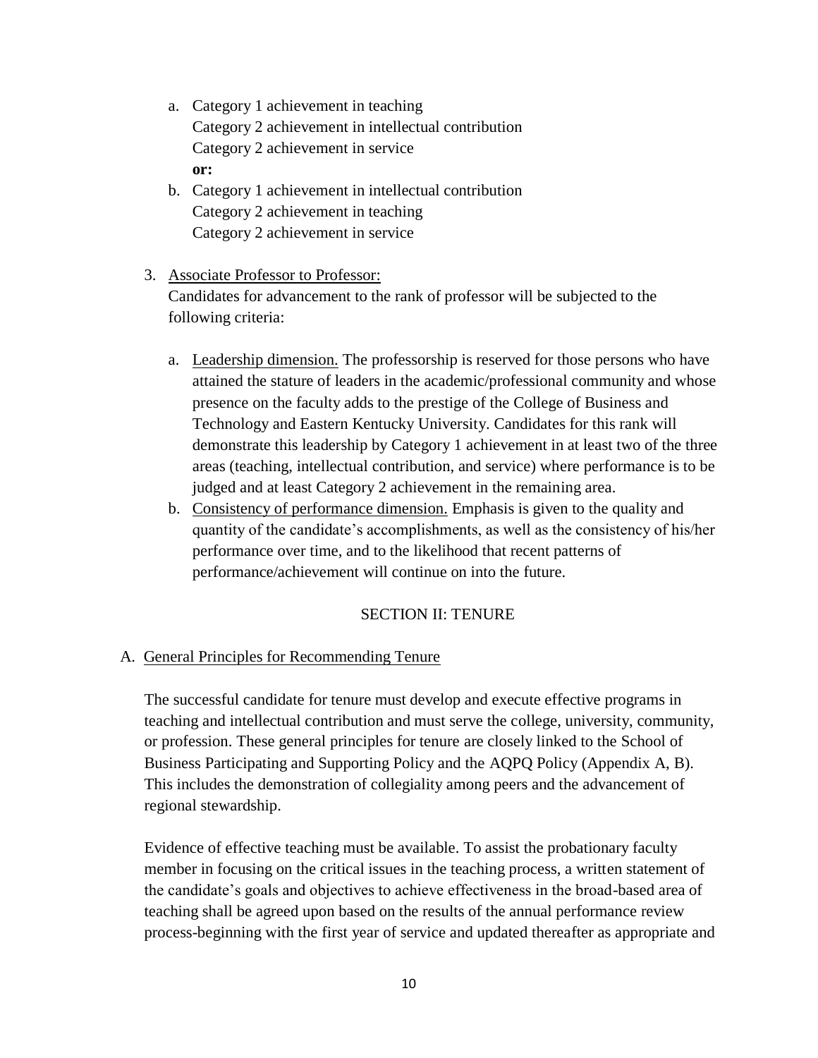a. Category 1 achievement in teaching
   Category 2 achievement in intellectual contribution
   Category 2 achievement in service
   **or:**
b. Category 1 achievement in intellectual contribution
   Category 2 achievement in teaching
   Category 2 achievement in service

3. Associate Professor to Professor:
   Candidates for advancement to the rank of professor will be subjected to the following criteria:

   a. Leadership dimension. The professorship is reserved for those persons who have attained the stature of leaders in the academic/professional community and whose presence on the faculty adds to the prestige of the College of Business and Technology and Eastern Kentucky University. Candidates for this rank will demonstrate this leadership by Category 1 achievement in at least two of the three areas (teaching, intellectual contribution, and service) where performance is to be judged and at least Category 2 achievement in the remaining area.
   b. Consistency of performance dimension. Emphasis is given to the quality and quantity of the candidate's accomplishments, as well as the consistency of his/her performance over time, and to the likelihood that recent patterns of performance/achievement will continue on into the future.

## SECTION II: TENURE

### A. General Principles for Recommending Tenure

The successful candidate for tenure must develop and execute effective programs in teaching and intellectual contribution and must serve the college, university, community, or profession. These general principles for tenure are closely linked to the School of Business Participating and Supporting Policy and the AQPQ Policy (Appendix A, B). This includes the demonstration of collegiality among peers and the advancement of regional stewardship.

Evidence of effective teaching must be available. To assist the probationary faculty member in focusing on the critical issues in the teaching process, a written statement of the candidate's goals and objectives to achieve effectiveness in the broad-based area of teaching shall be agreed upon based on the results of the annual performance review process-beginning with the first year of service and updated thereafter as appropriate and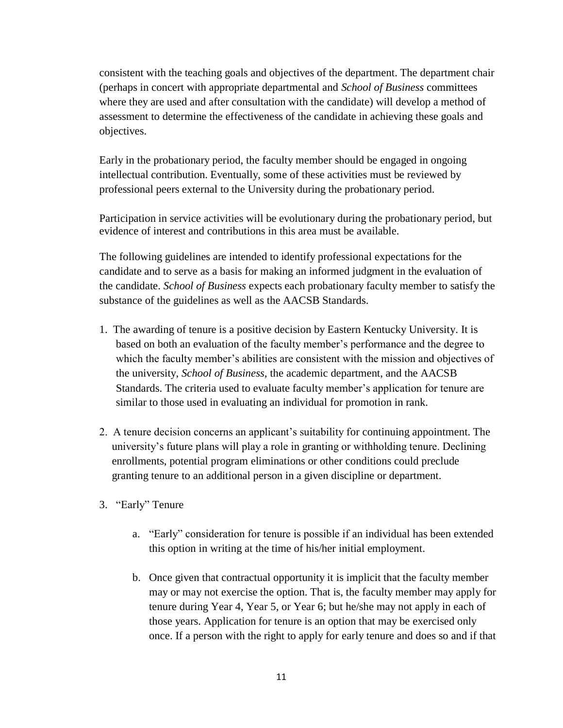consistent with the teaching goals and objectives of the department. The department chair (perhaps in concert with appropriate departmental and *School of Business* committees where they are used and after consultation with the candidate) will develop a method of assessment to determine the effectiveness of the candidate in achieving these goals and objectives.

Early in the probationary period, the faculty member should be engaged in ongoing intellectual contribution. Eventually, some of these activities must be reviewed by professional peers external to the University during the probationary period.

Participation in service activities will be evolutionary during the probationary period, but evidence of interest and contributions in this area must be available.

The following guidelines are intended to identify professional expectations for the candidate and to serve as a basis for making an informed judgment in the evaluation of the candidate. *School of Business* expects each probationary faculty member to satisfy the substance of the guidelines as well as the AACSB Standards.

1. The awarding of tenure is a positive decision by Eastern Kentucky University. It is based on both an evaluation of the faculty member's performance and the degree to which the faculty member's abilities are consistent with the mission and objectives of the university, *School of Business,* the academic department, and the AACSB Standards. The criteria used to evaluate faculty member's application for tenure are similar to those used in evaluating an individual for promotion in rank.

2. A tenure decision concerns an applicant's suitability for continuing appointment. The university's future plans will play a role in granting or withholding tenure. Declining enrollments, potential program eliminations or other conditions could preclude granting tenure to an additional person in a given discipline or department.

3. "Early" Tenure

   a. "Early" consideration for tenure is possible if an individual has been extended this option in writing at the time of his/her initial employment.

   b. Once given that contractual opportunity it is implicit that the faculty member may or may not exercise the option. That is, the faculty member may apply for tenure during Year 4, Year 5, or Year 6; but he/she may not apply in each of those years. Application for tenure is an option that may be exercised only once. If a person with the right to apply for early tenure and does so and if that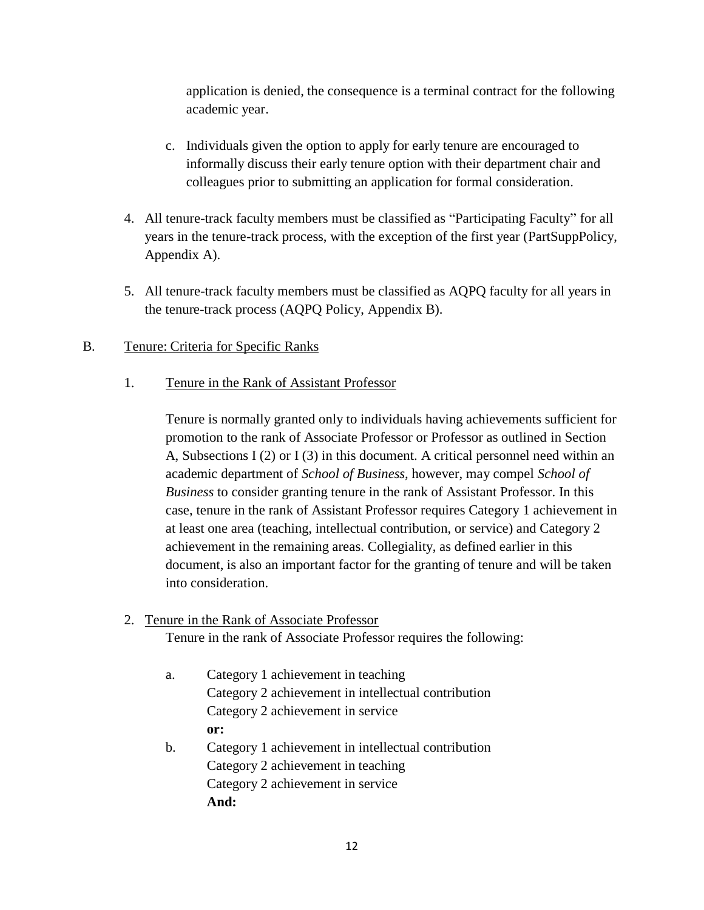application is denied, the consequence is a terminal contract for the following academic year.

c. Individuals given the option to apply for early tenure are encouraged to informally discuss their early tenure option with their department chair and colleagues prior to submitting an application for formal consideration.

4. All tenure-track faculty members must be classified as "Participating Faculty" for all years in the tenure-track process, with the exception of the first year (PartSuppPolicy, Appendix A).

5. All tenure-track faculty members must be classified as AQPQ faculty for all years in the tenure-track process (AQPQ Policy, Appendix B).

B. Tenure: Criteria for Specific Ranks

1. Tenure in the Rank of Assistant Professor

   Tenure is normally granted only to individuals having achievements sufficient for promotion to the rank of Associate Professor or Professor as outlined in Section A, Subsections I (2) or I (3) in this document. A critical personnel need within an academic department of *School of Business,* however, may compel *School of Business* to consider granting tenure in the rank of Assistant Professor. In this case, tenure in the rank of Assistant Professor requires Category 1 achievement in at least one area (teaching, intellectual contribution, or service) and Category 2 achievement in the remaining areas. Collegiality, as defined earlier in this document, is also an important factor for the granting of tenure and will be taken into consideration.

2. Tenure in the Rank of Associate Professor

   Tenure in the rank of Associate Professor requires the following:

   a. Category 1 achievement in teaching
      Category 2 achievement in intellectual contribution
      Category 2 achievement in service
      **or:**

   b. Category 1 achievement in intellectual contribution
      Category 2 achievement in teaching
      Category 2 achievement in service
      **And:**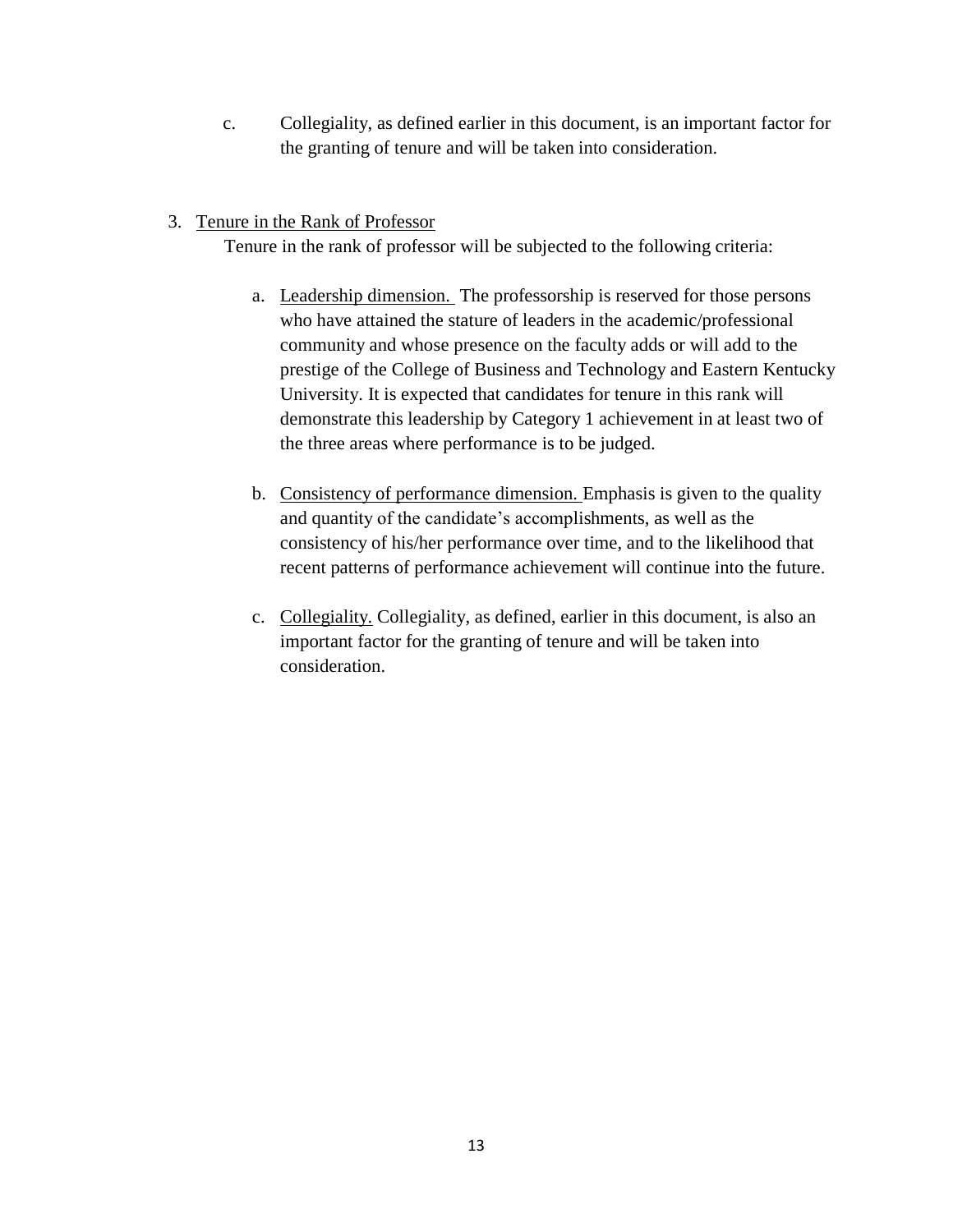c. Collegiality, as defined earlier in this document, is an important factor for the granting of tenure and will be taken into consideration.

3. Tenure in the Rank of Professor

   Tenure in the rank of professor will be subjected to the following criteria:

   a. Leadership dimension. The professorship is reserved for those persons who have attained the stature of leaders in the academic/professional community and whose presence on the faculty adds or will add to the prestige of the College of Business and Technology and Eastern Kentucky University. It is expected that candidates for tenure in this rank will demonstrate this leadership by Category 1 achievement in at least two of the three areas where performance is to be judged.

   b. Consistency of performance dimension. Emphasis is given to the quality and quantity of the candidate's accomplishments, as well as the consistency of his/her performance over time, and to the likelihood that recent patterns of performance achievement will continue into the future.

   c. Collegiality. Collegiality, as defined, earlier in this document, is also an important factor for the granting of tenure and will be taken into consideration.